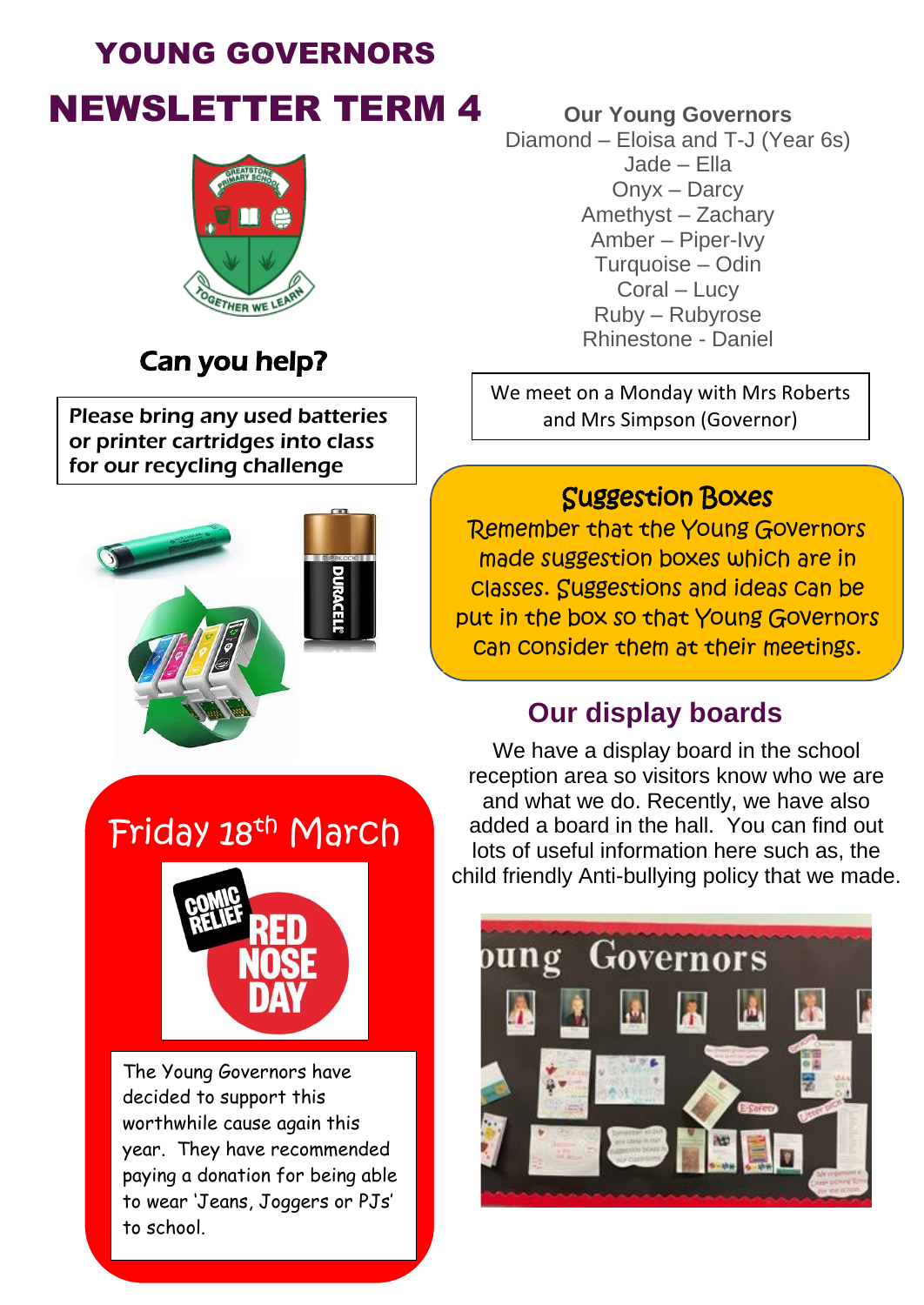# YOUNG GOVERNORS

# NEWSLETTER TERM 4

## Can you help?

**Please bring any used batteries or printer cartridges into class for our recycling challenge**

## Friday 18th March

The Young Governors have decided to support this worthwhile cause again this year. They have recommended paying a donation for being able to wear 'Jeans, Joggers or PJs' to school.

### Our Young Governors

Diamond – Eloisa and T-J (Year 6s)
Jade – Ella
Onyx – Darcy
Amethyst – Zachary
Amber – Piper-Ivy
Turquoise – Odin
Coral – Lucy
Ruby – Rubyrose
Rhinestone - Daniel

We meet on a Monday with Mrs Roberts and Mrs Simpson (Governor)

## Suggestion Boxes

Remember that the Young Governors made suggestion boxes which are in classes. Suggestions and ideas can be put in the box so that Young Governors can consider them at their meetings.

## Our display boards

We have a display board in the school reception area so visitors know who we are and what we do. Recently, we have also added a board in the hall. You can find out lots of useful information here such as, the child friendly Anti-bullying policy that we made.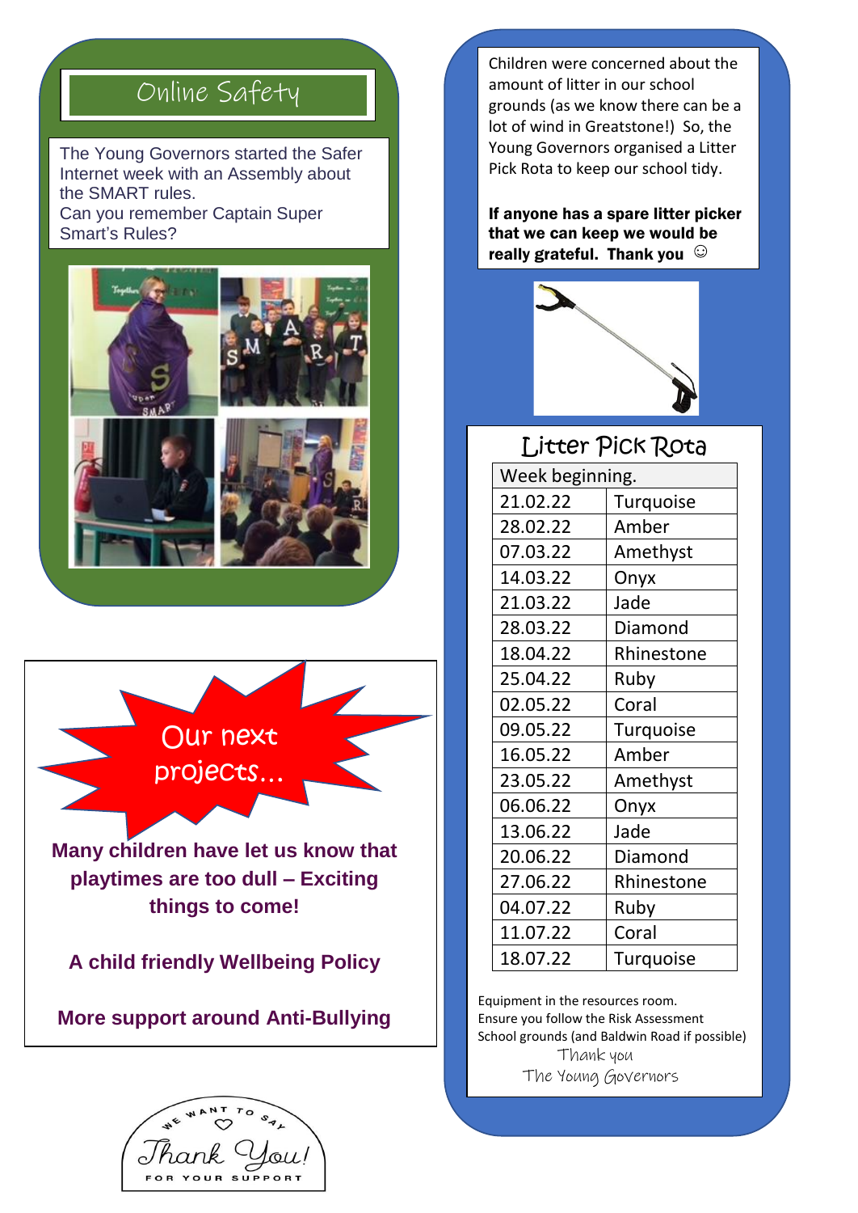## Online Safety

The Young Governors started the Safer Internet week with an Assembly about the SMART rules.
Can you remember Captain Super Smart's Rules?

## Our next projects…

**Many children have let us know that playtimes are too dull – Exciting things to come!**

**A child friendly Wellbeing Policy**

**More support around Anti-Bullying**

WE WANT TO SAY Thank You! FOR YOUR SUPPORT

Children were concerned about the amount of litter in our school grounds (as we know there can be a lot of wind in Greatstone!) So, the Young Governors organised a Litter Pick Rota to keep our school tidy.

**If anyone has a spare litter picker that we can keep we would be really grateful. Thank you** ☺

## Litter Pick Rota

| Week beginning. | |
|---|---|
| 21.02.22 | Turquoise |
| 28.02.22 | Amber |
| 07.03.22 | Amethyst |
| 14.03.22 | Onyx |
| 21.03.22 | Jade |
| 28.03.22 | Diamond |
| 18.04.22 | Rhinestone |
| 25.04.22 | Ruby |
| 02.05.22 | Coral |
| 09.05.22 | Turquoise |
| 16.05.22 | Amber |
| 23.05.22 | Amethyst |
| 06.06.22 | Onyx |
| 13.06.22 | Jade |
| 20.06.22 | Diamond |
| 27.06.22 | Rhinestone |
| 04.07.22 | Ruby |
| 11.07.22 | Coral |
| 18.07.22 | Turquoise |

Equipment in the resources room.
Ensure you follow the Risk Assessment
School grounds (and Baldwin Road if possible)

Thank you
The Young Governors